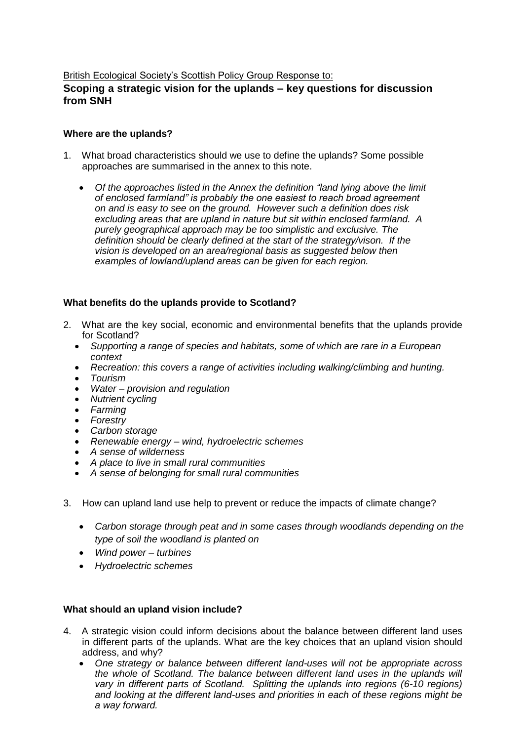British Ecological Society's Scottish Policy Group Response to:

## Scoping a strategic vision for the uplands – key questions for discussion from SNH

### Where are the uplands?

1. What broad characteristics should we use to define the uplands? Some possible approaches are summarised in the annex to this note.

    - *Of the approaches listed in the Annex the definition "land lying above the limit of enclosed farmland" is probably the one easiest to reach broad agreement on and is easy to see on the ground. However such a definition does risk excluding areas that are upland in nature but sit within enclosed farmland. A purely geographical approach may be too simplistic and exclusive. The definition should be clearly defined at the start of the strategy/vison. If the vision is developed on an area/regional basis as suggested below then examples of lowland/upland areas can be given for each region.*

### What benefits do the uplands provide to Scotland?

2. What are the key social, economic and environmental benefits that the uplands provide for Scotland?
    - *Supporting a range of species and habitats, some of which are rare in a European context*
    - *Recreation: this covers a range of activities including walking/climbing and hunting.*
    - *Tourism*
    - *Water – provision and regulation*
    - *Nutrient cycling*
    - *Farming*
    - *Forestry*
    - *Carbon storage*
    - *Renewable energy – wind, hydroelectric schemes*
    - *A sense of wilderness*
    - *A place to live in small rural communities*
    - *A sense of belonging for small rural communities*

3. How can upland land use help to prevent or reduce the impacts of climate change?

    - *Carbon storage through peat and in some cases through woodlands depending on the type of soil the woodland is planted on*
    - *Wind power – turbines*
    - *Hydroelectric schemes*

### What should an upland vision include?

4. A strategic vision could inform decisions about the balance between different land uses in different parts of the uplands. What are the key choices that an upland vision should address, and why?
    - *One strategy or balance between different land-uses will not be appropriate across the whole of Scotland. The balance between different land uses in the uplands will vary in different parts of Scotland. Splitting the uplands into regions (6-10 regions) and looking at the different land-uses and priorities in each of these regions might be a way forward.*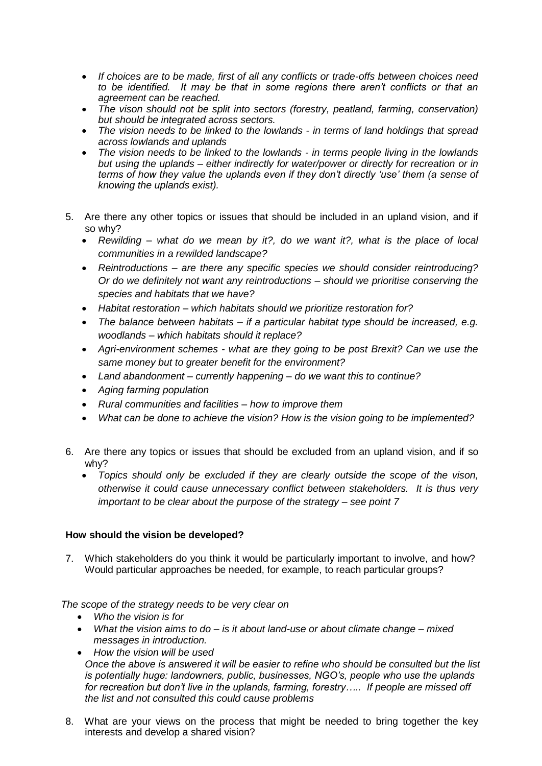- *If choices are to be made, first of all any conflicts or trade-offs between choices need to be identified. It may be that in some regions there aren't conflicts or that an agreement can be reached.*
- *The vison should not be split into sectors (forestry, peatland, farming, conservation) but should be integrated across sectors.*
- *The vision needs to be linked to the lowlands - in terms of land holdings that spread across lowlands and uplands*
- *The vision needs to be linked to the lowlands - in terms people living in the lowlands but using the uplands – either indirectly for water/power or directly for recreation or in terms of how they value the uplands even if they don't directly 'use' them (a sense of knowing the uplands exist).*

5. Are there any other topics or issues that should be included in an upland vision, and if so why?
   - *Rewilding – what do we mean by it?, do we want it?, what is the place of local communities in a rewilded landscape?*
   - *Reintroductions – are there any specific species we should consider reintroducing? Or do we definitely not want any reintroductions – should we prioritise conserving the species and habitats that we have?*
   - *Habitat restoration – which habitats should we prioritize restoration for?*
   - *The balance between habitats – if a particular habitat type should be increased, e.g. woodlands – which habitats should it replace?*
   - *Agri-environment schemes - what are they going to be post Brexit? Can we use the same money but to greater benefit for the environment?*
   - *Land abandonment – currently happening – do we want this to continue?*
   - *Aging farming population*
   - *Rural communities and facilities – how to improve them*
   - *What can be done to achieve the vision? How is the vision going to be implemented?*

6. Are there any topics or issues that should be excluded from an upland vision, and if so why?
   - *Topics should only be excluded if they are clearly outside the scope of the vison, otherwise it could cause unnecessary conflict between stakeholders. It is thus very important to be clear about the purpose of the strategy – see point 7*

**How should the vision be developed?**

7. Which stakeholders do you think it would be particularly important to involve, and how? Would particular approaches be needed, for example, to reach particular groups?

*The scope of the strategy needs to be very clear on*

- *Who the vision is for*
- *What the vision aims to do – is it about land-use or about climate change – mixed messages in introduction.*
- *How the vision will be used*

*Once the above is answered it will be easier to refine who should be consulted but the list is potentially huge: landowners, public, businesses, NGO's, people who use the uplands for recreation but don't live in the uplands, farming, forestry….. If people are missed off the list and not consulted this could cause problems*

8. What are your views on the process that might be needed to bring together the key interests and develop a shared vision?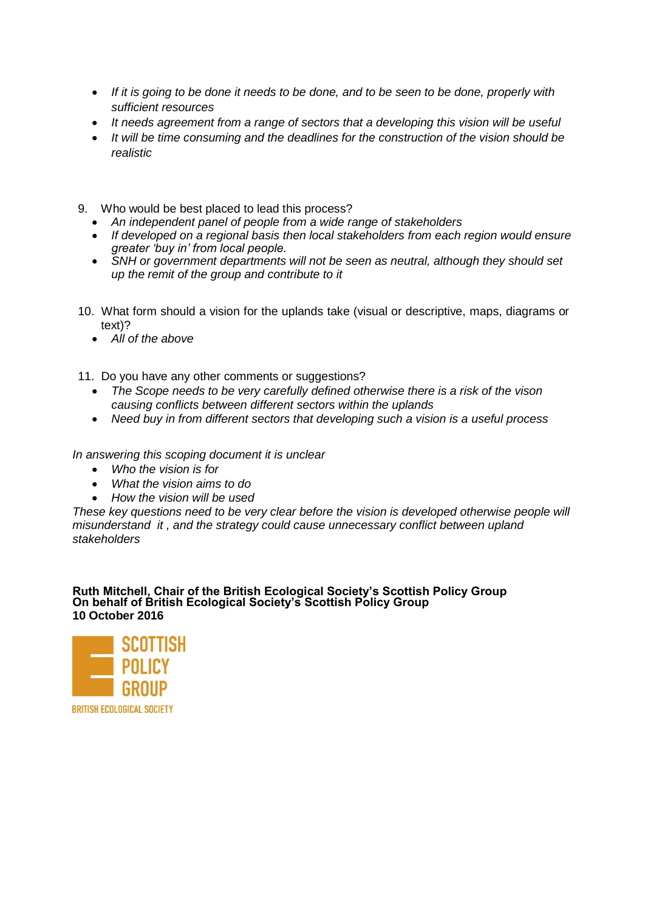- *If it is going to be done it needs to be done, and to be seen to be done, properly with sufficient resources*
- *It needs agreement from a range of sectors that a developing this vision will be useful*
- *It will be time consuming and the deadlines for the construction of the vision should be realistic*

9. Who would be best placed to lead this process?
   - *An independent panel of people from a wide range of stakeholders*
   - *If developed on a regional basis then local stakeholders from each region would ensure greater 'buy in' from local people.*
   - *SNH or government departments will not be seen as neutral, although they should set up the remit of the group and contribute to it*

10. What form should a vision for the uplands take (visual or descriptive, maps, diagrams or text)?
    - *All of the above*

11. Do you have any other comments or suggestions?
    - *The Scope needs to be very carefully defined otherwise there is a risk of the vison causing conflicts between different sectors within the uplands*
    - *Need buy in from different sectors that developing such a vision is a useful process*

*In answering this scoping document it is unclear*

- *Who the vision is for*
- *What the vision aims to do*
- *How the vision will be used*

*These key questions need to be very clear before the vision is developed otherwise people will misunderstand it , and the strategy could cause unnecessary conflict between upland stakeholders*

**Ruth Mitchell, Chair of the British Ecological Society's Scottish Policy Group**
**On behalf of British Ecological Society's Scottish Policy Group**
**10 October 2016**

SCOTTISH POLICY GROUP
BRITISH ECOLOGICAL SOCIETY